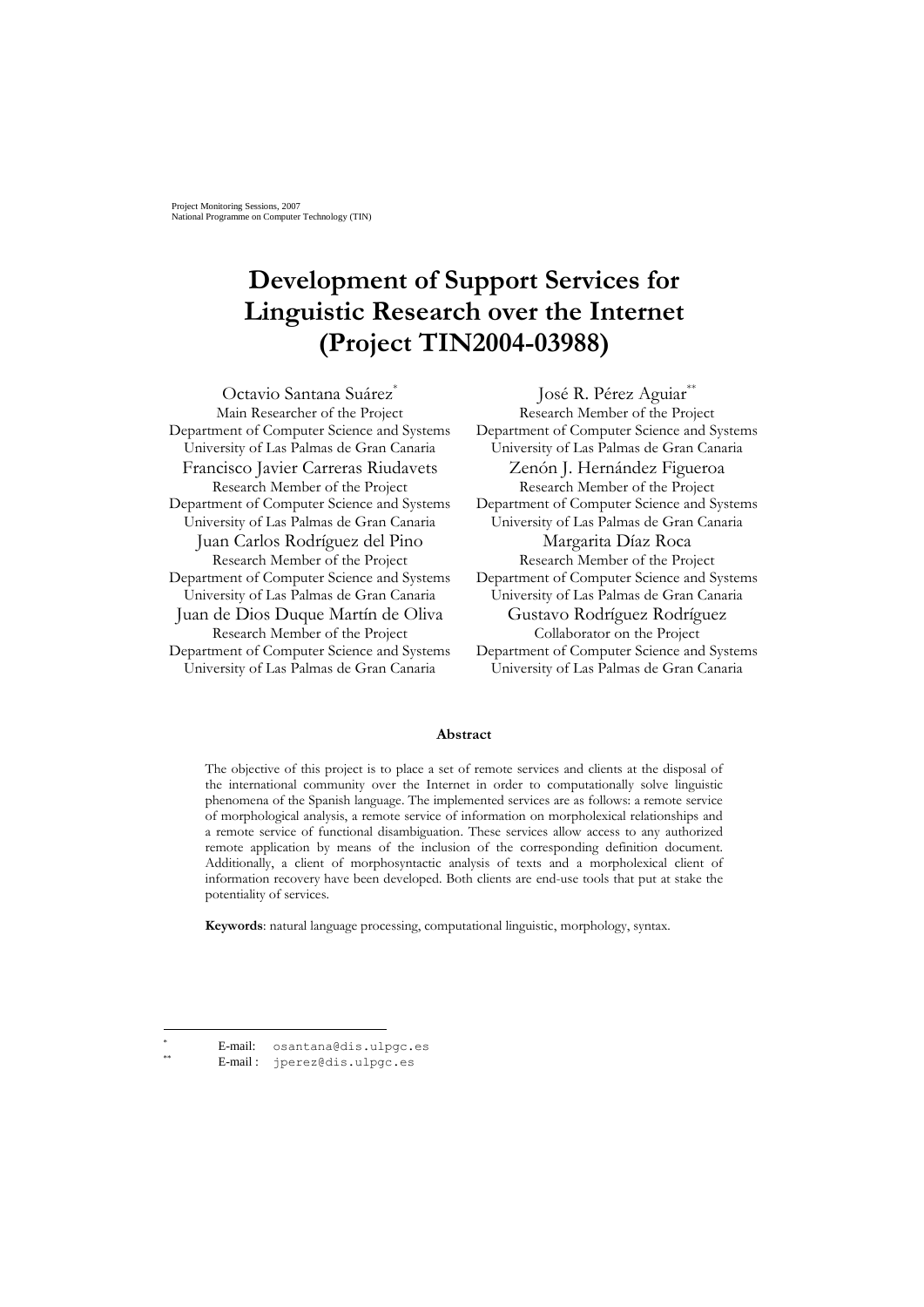Project Monitoring Sessions, 2007
National Programme on Computer Technology (TIN)

# Development of Support Services for Linguistic Research over the Internet (Project TIN2004-03988)

Octavio Santana Suárez[*]
Main Researcher of the Project
Department of Computer Science and Systems
University of Las Palmas de Gran Canaria

José R. Pérez Aguiar[**]
Research Member of the Project
Department of Computer Science and Systems
University of Las Palmas de Gran Canaria

Francisco Javier Carreras Riudavets
Research Member of the Project
Department of Computer Science and Systems
University of Las Palmas de Gran Canaria

Zenón J. Hernández Figueroa
Research Member of the Project
Department of Computer Science and Systems
University of Las Palmas de Gran Canaria

Juan Carlos Rodríguez del Pino
Research Member of the Project
Department of Computer Science and Systems
University of Las Palmas de Gran Canaria

Margarita Díaz Roca
Research Member of the Project
Department of Computer Science and Systems
University of Las Palmas de Gran Canaria

Juan de Dios Duque Martín de Oliva
Research Member of the Project
Department of Computer Science and Systems
University of Las Palmas de Gran Canaria

Gustavo Rodríguez Rodríguez
Collaborator on the Project
Department of Computer Science and Systems
University of Las Palmas de Gran Canaria

### Abstract

The objective of this project is to place a set of remote services and clients at the disposal of the international community over the Internet in order to computationally solve linguistic phenomena of the Spanish language. The implemented services are as follows: a remote service of morphological analysis, a remote service of information on morpholexical relationships and a remote service of functional disambiguation. These services allow access to any authorized remote application by means of the inclusion of the corresponding definition document. Additionally, a client of morphosyntactic analysis of texts and a morpholexical client of information recovery have been developed. Both clients are end-use tools that put at stake the potentiality of services.

**Keywords**: natural language processing, computational linguistic, morphology, syntax.

---

[*] E-mail: osantana@dis.ulpgc.es
[**] E-mail : jperez@dis.ulpgc.es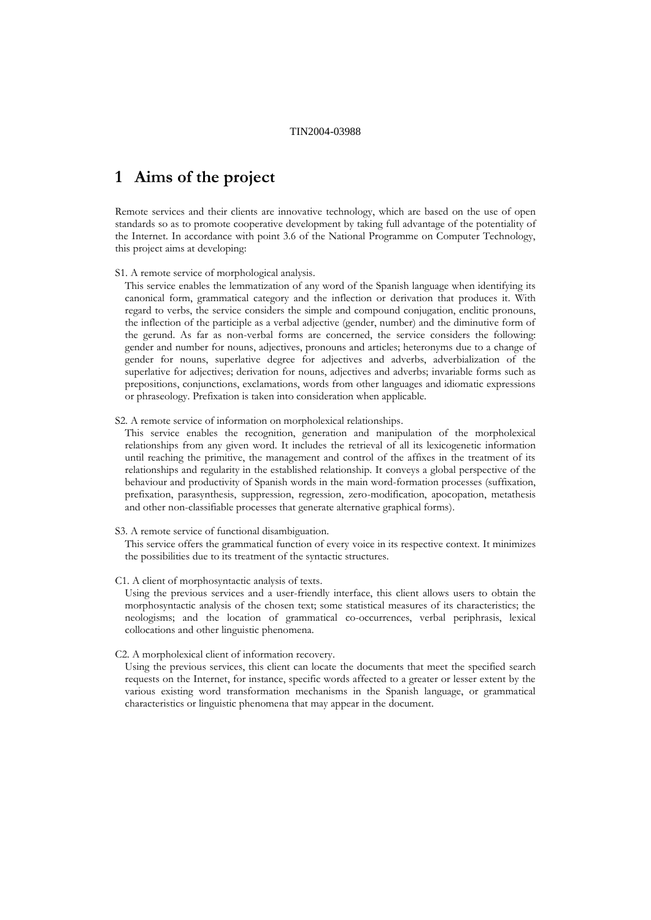# 1 Aims of the project

Remote services and their clients are innovative technology, which are based on the use of open standards so as to promote cooperative development by taking full advantage of the potentiality of the Internet. In accordance with point 3.6 of the National Programme on Computer Technology, this project aims at developing:

S1. A remote service of morphological analysis.
This service enables the lemmatization of any word of the Spanish language when identifying its canonical form, grammatical category and the inflection or derivation that produces it. With regard to verbs, the service considers the simple and compound conjugation, enclitic pronouns, the inflection of the participle as a verbal adjective (gender, number) and the diminutive form of the gerund. As far as non-verbal forms are concerned, the service considers the following: gender and number for nouns, adjectives, pronouns and articles; heteronyms due to a change of gender for nouns, superlative degree for adjectives and adverbs, adverbialization of the superlative for adjectives; derivation for nouns, adjectives and adverbs; invariable forms such as prepositions, conjunctions, exclamations, words from other languages and idiomatic expressions or phraseology. Prefixation is taken into consideration when applicable.

S2. A remote service of information on morpholexical relationships.
This service enables the recognition, generation and manipulation of the morpholexical relationships from any given word. It includes the retrieval of all its lexicogenetic information until reaching the primitive, the management and control of the affixes in the treatment of its relationships and regularity in the established relationship. It conveys a global perspective of the behaviour and productivity of Spanish words in the main word-formation processes (suffixation, prefixation, parasynthesis, suppression, regression, zero-modification, apocopation, metathesis and other non-classifiable processes that generate alternative graphical forms).

S3. A remote service of functional disambiguation.
This service offers the grammatical function of every voice in its respective context. It minimizes the possibilities due to its treatment of the syntactic structures.

C1. A client of morphosyntactic analysis of texts.
Using the previous services and a user-friendly interface, this client allows users to obtain the morphosyntactic analysis of the chosen text; some statistical measures of its characteristics; the neologisms; and the location of grammatical co-occurrences, verbal periphrasis, lexical collocations and other linguistic phenomena.

C2. A morpholexical client of information recovery.
Using the previous services, this client can locate the documents that meet the specified search requests on the Internet, for instance, specific words affected to a greater or lesser extent by the various existing word transformation mechanisms in the Spanish language, or grammatical characteristics or linguistic phenomena that may appear in the document.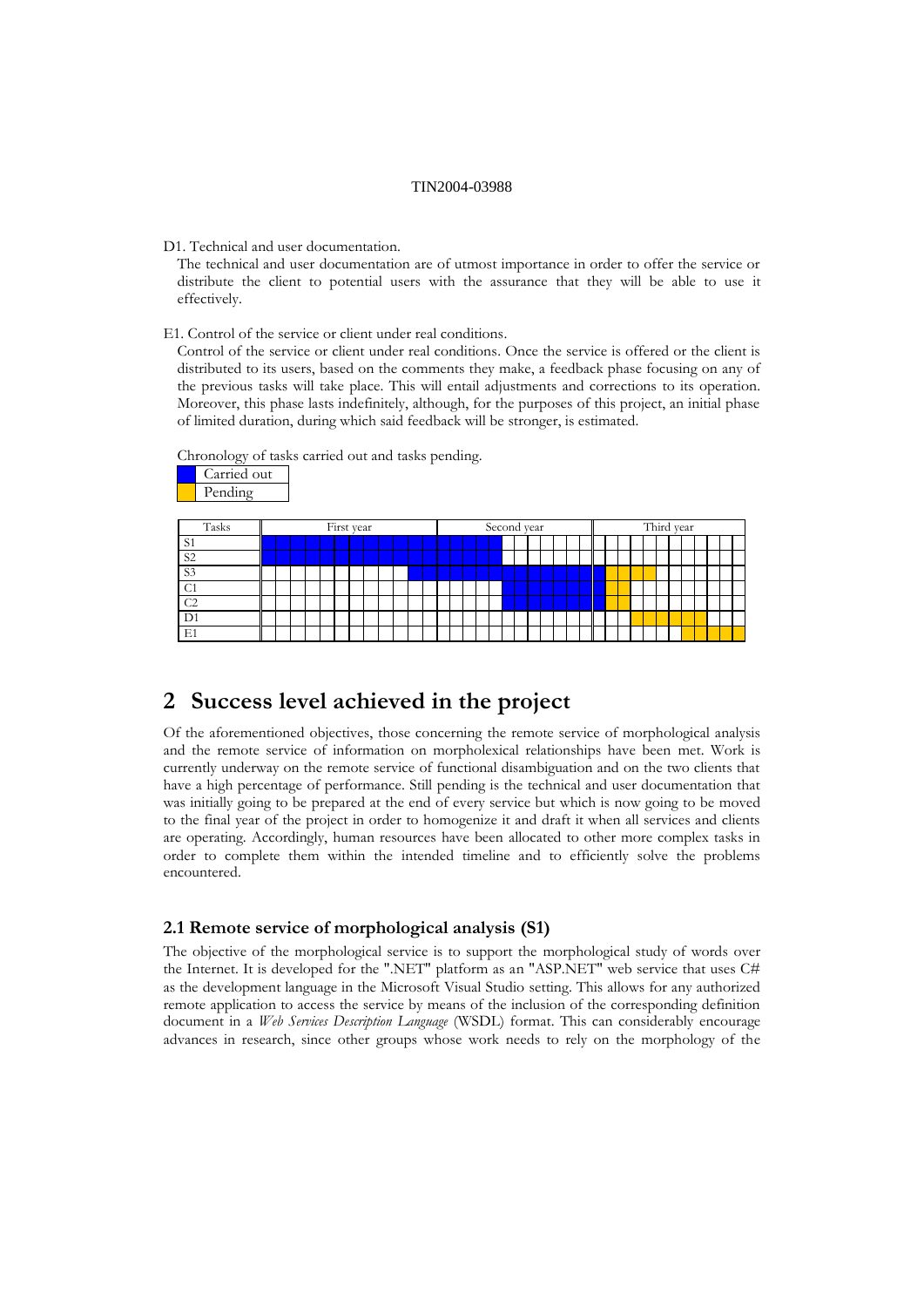D1. Technical and user documentation.

The technical and user documentation are of utmost importance in order to offer the service or distribute the client to potential users with the assurance that they will be able to use it effectively.

E1. Control of the service or client under real conditions.

Control of the service or client under real conditions. Once the service is offered or the client is distributed to its users, based on the comments they make, a feedback phase focusing on any of the previous tasks will take place. This will entail adjustments and corrections to its operation. Moreover, this phase lasts indefinitely, although, for the purposes of this project, an initial phase of limited duration, during which said feedback will be stronger, is estimated.

Chronology of tasks carried out and tasks pending.

Carried out
Pending

Tasks
First year
Second year
Third year
S1
S2
S3
C1
C2
D1
E1

# 2 Success level achieved in the project

Of the aforementioned objectives, those concerning the remote service of morphological analysis and the remote service of information on morpholexical relationships have been met. Work is currently underway on the remote service of functional disambiguation and on the two clients that have a high percentage of performance. Still pending is the technical and user documentation that was initially going to be prepared at the end of every service but which is now going to be moved to the final year of the project in order to homogenize it and draft it when all services and clients are operating. Accordingly, human resources have been allocated to other more complex tasks in order to complete them within the intended timeline and to efficiently solve the problems encountered.

## 2.1 Remote service of morphological analysis (S1)

The objective of the morphological service is to support the morphological study of words over the Internet. It is developed for the ".NET" platform as an "ASP.NET" web service that uses C# as the development language in the Microsoft Visual Studio setting. This allows for any authorized remote application to access the service by means of the inclusion of the corresponding definition document in a *Web Services Description Language* (WSDL) format. This can considerably encourage advances in research, since other groups whose work needs to rely on the morphology of the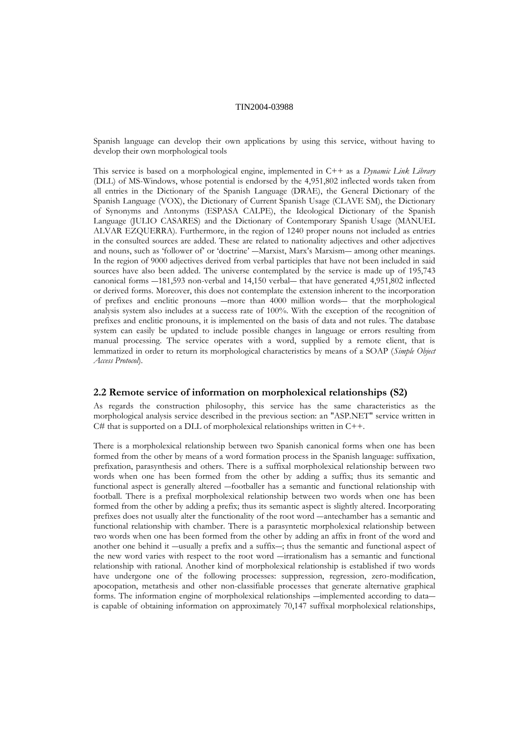Spanish language can develop their own applications by using this service, without having to develop their own morphological tools

This service is based on a morphological engine, implemented in C++ as a *Dynamic Link Library* (DLL) of MS-Windows, whose potential is endorsed by the 4,951,802 inflected words taken from all entries in the Dictionary of the Spanish Language (DRAE), the General Dictionary of the Spanish Language (VOX), the Dictionary of Current Spanish Usage (CLAVE SM), the Dictionary of Synonyms and Antonyms (ESPASA CALPE), the Ideological Dictionary of the Spanish Language (JULIO CASARES) and the Dictionary of Contemporary Spanish Usage (MANUEL ALVAR EZQUERRA). Furthermore, in the region of 1240 proper nouns not included as entries in the consulted sources are added. These are related to nationality adjectives and other adjectives and nouns, such as 'follower of' or 'doctrine' —Marxist, Marx's Marxism— among other meanings. In the region of 9000 adjectives derived from verbal participles that have not been included in said sources have also been added. The universe contemplated by the service is made up of 195,743 canonical forms —181,593 non-verbal and 14,150 verbal— that have generated 4,951,802 inflected or derived forms. Moreover, this does not contemplate the extension inherent to the incorporation of prefixes and enclitic pronouns —more than 4000 million words— that the morphological analysis system also includes at a success rate of 100%. With the exception of the recognition of prefixes and enclitic pronouns, it is implemented on the basis of data and not rules. The database system can easily be updated to include possible changes in language or errors resulting from manual processing. The service operates with a word, supplied by a remote client, that is lemmatized in order to return its morphological characteristics by means of a SOAP (*Simple Object Access Protocol*).

## 2.2 Remote service of information on morpholexical relationships (S2)

As regards the construction philosophy, this service has the same characteristics as the morphological analysis service described in the previous section: an "ASP.NET" service written in C# that is supported on a DLL of morpholexical relationships written in C++.

There is a morpholexical relationship between two Spanish canonical forms when one has been formed from the other by means of a word formation process in the Spanish language: suffixation, prefixation, parasynthesis and others. There is a suffixal morpholexical relationship between two words when one has been formed from the other by adding a suffix; thus its semantic and functional aspect is generally altered —footballer has a semantic and functional relationship with football. There is a prefixal morpholexical relationship between two words when one has been formed from the other by adding a prefix; thus its semantic aspect is slightly altered. Incorporating prefixes does not usually alter the functionality of the root word —antechamber has a semantic and functional relationship with chamber. There is a parasyntetic morpholexical relationship between two words when one has been formed from the other by adding an affix in front of the word and another one behind it —usually a prefix and a suffix—; thus the semantic and functional aspect of the new word varies with respect to the root word —irrationalism has a semantic and functional relationship with rational. Another kind of morpholexical relationship is established if two words have undergone one of the following processes: suppression, regression, zero-modification, apocopation, metathesis and other non-classifiable processes that generate alternative graphical forms. The information engine of morpholexical relationships —implemented according to data— is capable of obtaining information on approximately 70,147 suffixal morpholexical relationships,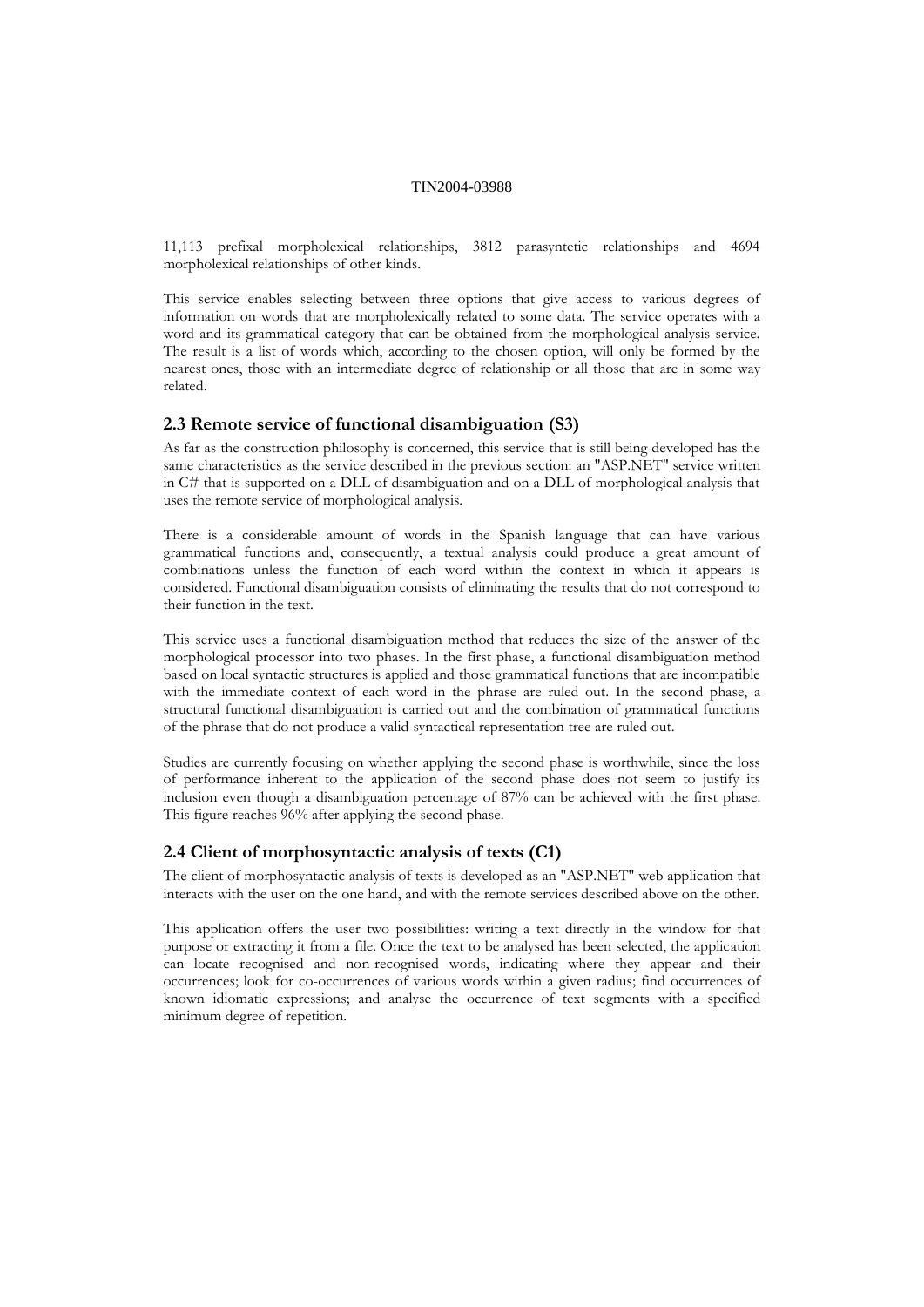11,113 prefixal morpholexical relationships, 3812 parasyntetic relationships and 4694 morpholexical relationships of other kinds.

This service enables selecting between three options that give access to various degrees of information on words that are morpholexically related to some data. The service operates with a word and its grammatical category that can be obtained from the morphological analysis service. The result is a list of words which, according to the chosen option, will only be formed by the nearest ones, those with an intermediate degree of relationship or all those that are in some way related.

## 2.3 Remote service of functional disambiguation (S3)

As far as the construction philosophy is concerned, this service that is still being developed has the same characteristics as the service described in the previous section: an "ASP.NET" service written in C# that is supported on a DLL of disambiguation and on a DLL of morphological analysis that uses the remote service of morphological analysis.

There is a considerable amount of words in the Spanish language that can have various grammatical functions and, consequently, a textual analysis could produce a great amount of combinations unless the function of each word within the context in which it appears is considered. Functional disambiguation consists of eliminating the results that do not correspond to their function in the text.

This service uses a functional disambiguation method that reduces the size of the answer of the morphological processor into two phases. In the first phase, a functional disambiguation method based on local syntactic structures is applied and those grammatical functions that are incompatible with the immediate context of each word in the phrase are ruled out. In the second phase, a structural functional disambiguation is carried out and the combination of grammatical functions of the phrase that do not produce a valid syntactical representation tree are ruled out.

Studies are currently focusing on whether applying the second phase is worthwhile, since the loss of performance inherent to the application of the second phase does not seem to justify its inclusion even though a disambiguation percentage of 87% can be achieved with the first phase. This figure reaches 96% after applying the second phase.

## 2.4 Client of morphosyntactic analysis of texts (C1)

The client of morphosyntactic analysis of texts is developed as an "ASP.NET" web application that interacts with the user on the one hand, and with the remote services described above on the other.

This application offers the user two possibilities: writing a text directly in the window for that purpose or extracting it from a file. Once the text to be analysed has been selected, the application can locate recognised and non-recognised words, indicating where they appear and their occurrences; look for co-occurrences of various words within a given radius; find occurrences of known idiomatic expressions; and analyse the occurrence of text segments with a specified minimum degree of repetition.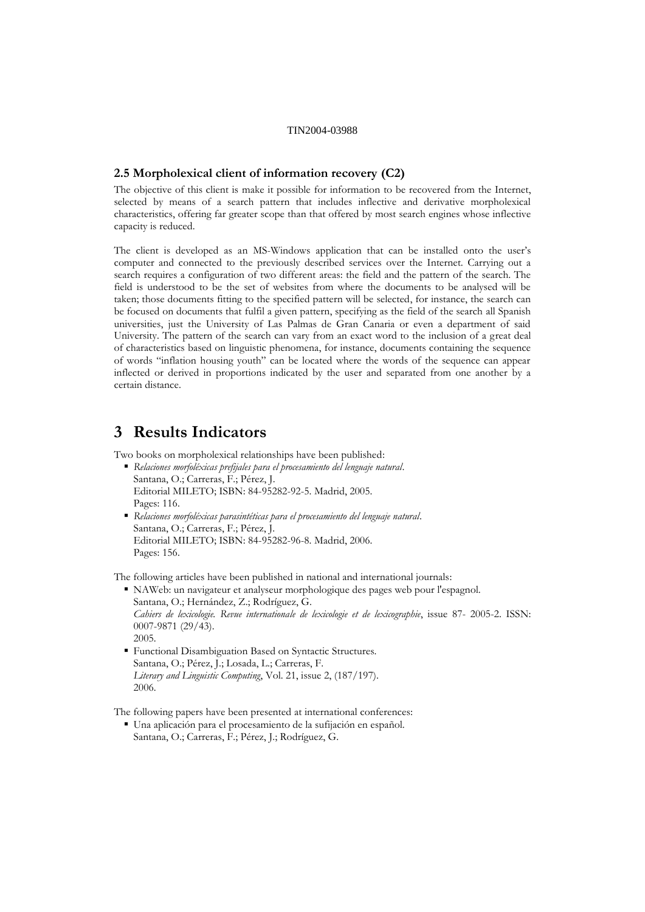### 2.5 Morpholexical client of information recovery (C2)

The objective of this client is make it possible for information to be recovered from the Internet, selected by means of a search pattern that includes inflective and derivative morpholexical characteristics, offering far greater scope than that offered by most search engines whose inflective capacity is reduced.

The client is developed as an MS-Windows application that can be installed onto the user's computer and connected to the previously described services over the Internet. Carrying out a search requires a configuration of two different areas: the field and the pattern of the search. The field is understood to be the set of websites from where the documents to be analysed will be taken; those documents fitting to the specified pattern will be selected, for instance, the search can be focused on documents that fulfil a given pattern, specifying as the field of the search all Spanish universities, just the University of Las Palmas de Gran Canaria or even a department of said University. The pattern of the search can vary from an exact word to the inclusion of a great deal of characteristics based on linguistic phenomena, for instance, documents containing the sequence of words "inflation housing youth" can be located where the words of the sequence can appear inflected or derived in proportions indicated by the user and separated from one another by a certain distance.

# 3 Results Indicators

Two books on morpholexical relationships have been published:

- *Relaciones morfoléxicas prefijales para el procesamiento del lenguaje natural*.
  Santana, O.; Carreras, F.; Pérez, J.
  Editorial MILETO; ISBN: 84-95282-92-5. Madrid, 2005.
  Pages: 116.
- *Relaciones morfoléxicas parasintéticas para el procesamiento del lenguaje natural*.
  Santana, O.; Carreras, F.; Pérez, J.
  Editorial MILETO; ISBN: 84-95282-96-8. Madrid, 2006.
  Pages: 156.

The following articles have been published in national and international journals:

- NAWeb: un navigateur et analyseur morphologique des pages web pour l'espagnol.
  Santana, O.; Hernández, Z.; Rodríguez, G.
  *Cahiers de lexicologie. Revue internationale de lexicologie et de lexicographie*, issue 87- 2005-2. ISSN: 0007-9871 (29/43).
  2005.
- Functional Disambiguation Based on Syntactic Structures.
  Santana, O.; Pérez, J.; Losada, L.; Carreras, F.
  *Literary and Linguistic Computing*, Vol. 21, issue 2, (187/197).
  2006.

The following papers have been presented at international conferences:

- Una aplicación para el procesamiento de la sufijación en español.
  Santana, O.; Carreras, F.; Pérez, J.; Rodríguez, G.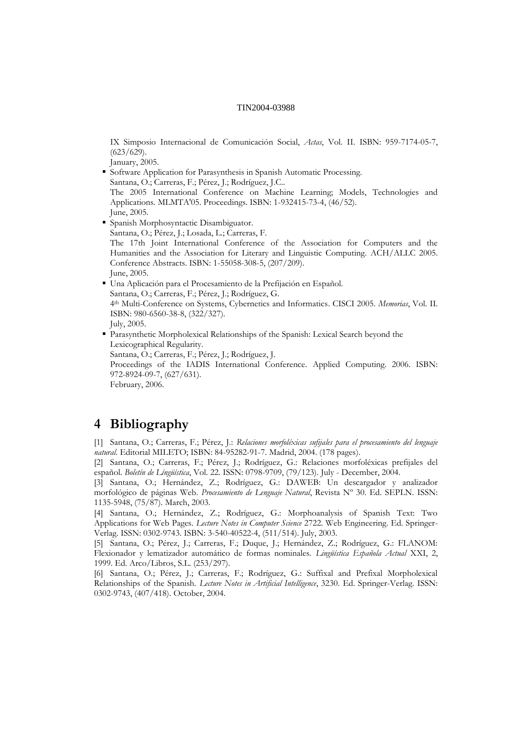IX Simposio Internacional de Comunicación Social, *Actas*, Vol. II. ISBN: 959-7174-05-7, (623/629).
January, 2005.

- Software Application for Parasynthesis in Spanish Automatic Processing.
  Santana, O.; Carreras, F.; Pérez, J.; Rodríguez, J.C..
  The 2005 International Conference on Machine Learning; Models, Technologies and Applications. MLMTA'05. Proceedings. ISBN: 1-932415-73-4, (46/52).
  June, 2005.
- Spanish Morphosyntactic Disambiguator.
  Santana, O.; Pérez, J.; Losada, L.; Carreras, F.
  The 17th Joint International Conference of the Association for Computers and the Humanities and the Association for Literary and Linguistic Computing. ACH/ALLC 2005. Conference Abstracts. ISBN: 1-55058-308-5, (207/209).
  June, 2005.
- Una Aplicación para el Procesamiento de la Prefijación en Español.
  Santana, O.; Carreras, F.; Pérez, J.; Rodríguez, G.
  4th Multi-Conference on Systems, Cybernetics and Informatics. CISCI 2005. *Memorias*, Vol. II. ISBN: 980-6560-38-8, (322/327).
  July, 2005.
- Parasynthetic Morpholexical Relationships of the Spanish: Lexical Search beyond the Lexicographical Regularity.
  Santana, O.; Carreras, F.; Pérez, J.; Rodríguez, J.
  Proceedings of the IADIS International Conference. Applied Computing. 2006. ISBN: 972-8924-09-7, (627/631).
  February, 2006.

# 4 Bibliography

[1] Santana, O.; Carreras, F.; Pérez, J.: *Relaciones morfoléxicas sufijales para el procesamiento del lenguaje natural*. Editorial MILETO; ISBN: 84-95282-91-7. Madrid, 2004. (178 pages).

[2] Santana, O.; Carreras, F.; Pérez, J.; Rodríguez, G.: Relaciones morfoléxicas prefijales del español. *Boletín de Lingüística*, Vol. 22. ISSN: 0798-9709, (79/123). July - December, 2004.

[3] Santana, O.; Hernández, Z.; Rodríguez, G.: DAWEB: Un descargador y analizador morfológico de páginas Web. *Procesamiento de Lenguaje Natural*, Revista Nº 30. Ed. SEPLN. ISSN: 1135-5948, (75/87). March, 2003.

[4] Santana, O.; Hernández, Z.; Rodríguez, G.: Morphoanalysis of Spanish Text: Two Applications for Web Pages. *Lecture Notes in Computer Science* 2722. Web Engineering. Ed. Springer-Verlag. ISSN: 0302-9743. ISBN: 3-540-40522-4, (511/514). July, 2003.

[5] Santana, O.; Pérez, J.; Carreras, F.; Duque, J.; Hernández, Z.; Rodríguez, G.: FLANOM: Flexionador y lematizador automático de formas nominales. *Lingüística Española Actual* XXI, 2, 1999. Ed. Arco/Libros, S.L. (253/297).

[6] Santana, O.; Pérez, J.; Carreras, F.; Rodríguez, G.: Suffixal and Prefixal Morpholexical Relationships of the Spanish. *Lecture Notes in Artificial Intelligence*, 3230. Ed. Springer-Verlag. ISSN: 0302-9743, (407/418). October, 2004.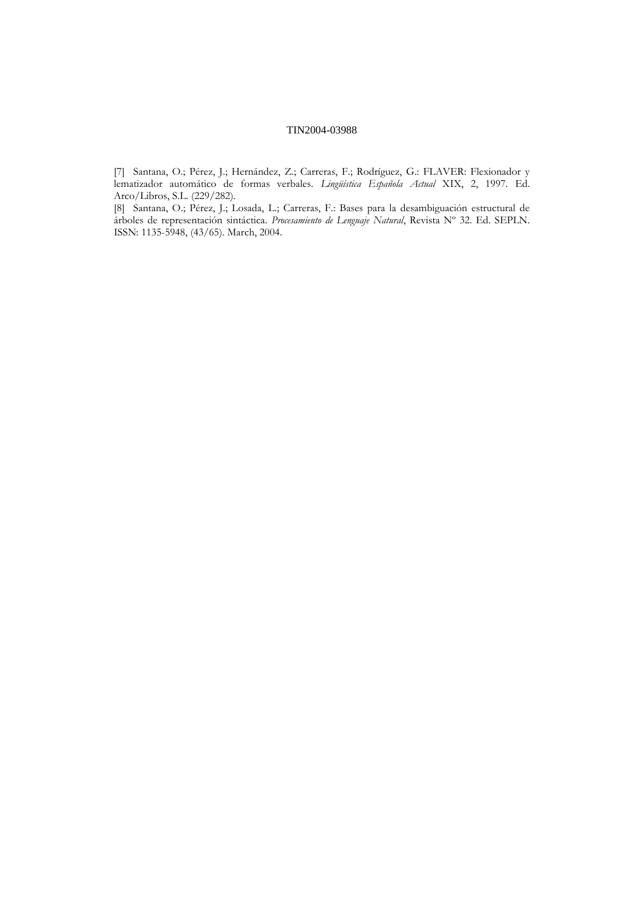[7] Santana, O.; Pérez, J.; Hernández, Z.; Carreras, F.; Rodríguez, G.: FLAVER: Flexionador y lematizador automático de formas verbales. *Lingüística Española Actual* XIX, 2, 1997. Ed. Arco/Libros, S.L. (229/282).

[8] Santana, O.; Pérez, J.; Losada, L.; Carreras, F.: Bases para la desambiguación estructural de árboles de representación sintáctica. *Procesamiento de Lenguaje Natural*, Revista Nº 32. Ed. SEPLN. ISSN: 1135-5948, (43/65). March, 2004.